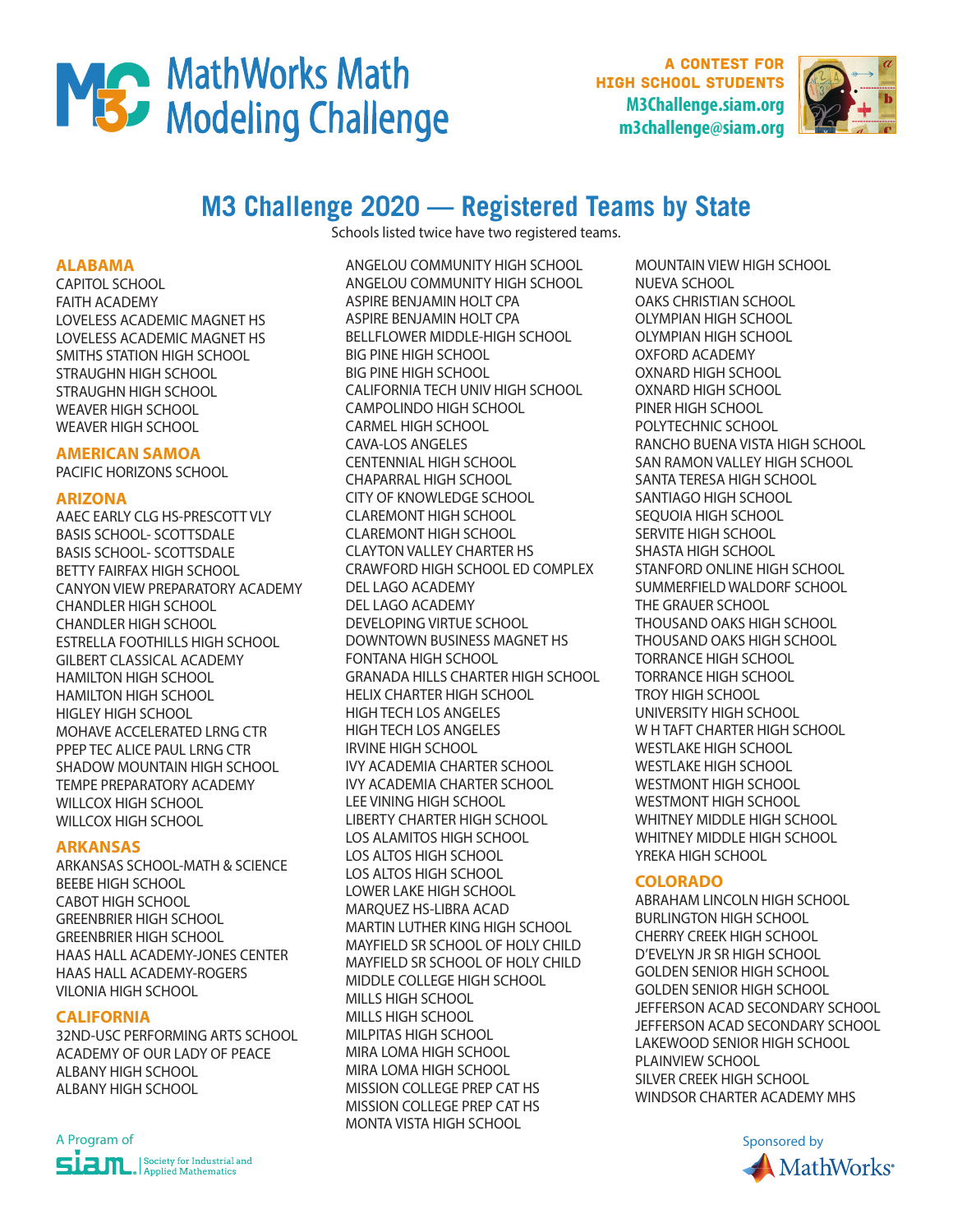# MathWorks Math Modeling Challenge

A CONTEST FOR HIGH SCHOOL STUDENTS
M3Challenge.siam.org
m3challenge@siam.org

## M3 Challenge 2020 — Registered Teams by State

Schools listed twice have two registered teams.

### ALABAMA
CAPITOL SCHOOL
FAITH ACADEMY
LOVELESS ACADEMIC MAGNET HS
LOVELESS ACADEMIC MAGNET HS
SMITHS STATION HIGH SCHOOL
STRAUGHN HIGH SCHOOL
STRAUGHN HIGH SCHOOL
WEAVER HIGH SCHOOL
WEAVER HIGH SCHOOL

### AMERICAN SAMOA
PACIFIC HORIZONS SCHOOL

### ARIZONA
AAEC EARLY CLG HS-PRESCOTT VLY
BASIS SCHOOL- SCOTTSDALE
BASIS SCHOOL- SCOTTSDALE
BETTY FAIRFAX HIGH SCHOOL
CANYON VIEW PREPARATORY ACADEMY
CHANDLER HIGH SCHOOL
CHANDLER HIGH SCHOOL
ESTRELLA FOOTHILLS HIGH SCHOOL
GILBERT CLASSICAL ACADEMY
HAMILTON HIGH SCHOOL
HAMILTON HIGH SCHOOL
HIGLEY HIGH SCHOOL
MOHAVE ACCELERATED LRNG CTR
PPEP TEC ALICE PAUL LRNG CTR
SHADOW MOUNTAIN HIGH SCHOOL
TEMPE PREPARATORY ACADEMY
WILLCOX HIGH SCHOOL
WILLCOX HIGH SCHOOL

### ARKANSAS
ARKANSAS SCHOOL-MATH & SCIENCE
BEEBE HIGH SCHOOL
CABOT HIGH SCHOOL
GREENBRIER HIGH SCHOOL
GREENBRIER HIGH SCHOOL
HAAS HALL ACADEMY-JONES CENTER
HAAS HALL ACADEMY-ROGERS
VILONIA HIGH SCHOOL

### CALIFORNIA
32ND-USC PERFORMING ARTS SCHOOL
ACADEMY OF OUR LADY OF PEACE
ALBANY HIGH SCHOOL
ALBANY HIGH SCHOOL
ANGELOU COMMUNITY HIGH SCHOOL
ANGELOU COMMUNITY HIGH SCHOOL
ASPIRE BENJAMIN HOLT CPA
ASPIRE BENJAMIN HOLT CPA
BELLFLOWER MIDDLE-HIGH SCHOOL
BIG PINE HIGH SCHOOL
BIG PINE HIGH SCHOOL
CALIFORNIA TECH UNIV HIGH SCHOOL
CAMPOLINDO HIGH SCHOOL
CARMEL HIGH SCHOOL
CAVA-LOS ANGELES
CENTENNIAL HIGH SCHOOL
CHAPARRAL HIGH SCHOOL
CITY OF KNOWLEDGE SCHOOL
CLAREMONT HIGH SCHOOL
CLAREMONT HIGH SCHOOL
CLAYTON VALLEY CHARTER HS
CRAWFORD HIGH SCHOOL ED COMPLEX
DEL LAGO ACADEMY
DEL LAGO ACADEMY
DEVELOPING VIRTUE SCHOOL
DOWNTOWN BUSINESS MAGNET HS
FONTANA HIGH SCHOOL
GRANADA HILLS CHARTER HIGH SCHOOL
HELIX CHARTER HIGH SCHOOL
HIGH TECH LOS ANGELES
HIGH TECH LOS ANGELES
IRVINE HIGH SCHOOL
IVY ACADEMIA CHARTER SCHOOL
IVY ACADEMIA CHARTER SCHOOL
LEE VINING HIGH SCHOOL
LIBERTY CHARTER HIGH SCHOOL
LOS ALAMITOS HIGH SCHOOL
LOS ALTOS HIGH SCHOOL
LOS ALTOS HIGH SCHOOL
LOWER LAKE HIGH SCHOOL
MARQUEZ HS-LIBRA ACAD
MARTIN LUTHER KING HIGH SCHOOL
MAYFIELD SR SCHOOL OF HOLY CHILD
MAYFIELD SR SCHOOL OF HOLY CHILD
MIDDLE COLLEGE HIGH SCHOOL
MILLS HIGH SCHOOL
MILLS HIGH SCHOOL
MILPITAS HIGH SCHOOL
MIRA LOMA HIGH SCHOOL
MIRA LOMA HIGH SCHOOL
MISSION COLLEGE PREP CAT HS
MISSION COLLEGE PREP CAT HS
MONTA VISTA HIGH SCHOOL
MOUNTAIN VIEW HIGH SCHOOL
NUEVA SCHOOL
OAKS CHRISTIAN SCHOOL
OLYMPIAN HIGH SCHOOL
OLYMPIAN HIGH SCHOOL
OXFORD ACADEMY
OXNARD HIGH SCHOOL
OXNARD HIGH SCHOOL
PINER HIGH SCHOOL
POLYTECHNIC SCHOOL
RANCHO BUENA VISTA HIGH SCHOOL
SAN RAMON VALLEY HIGH SCHOOL
SANTA TERESA HIGH SCHOOL
SANTIAGO HIGH SCHOOL
SEQUOIA HIGH SCHOOL
SERVITE HIGH SCHOOL
SHASTA HIGH SCHOOL
STANFORD ONLINE HIGH SCHOOL
SUMMERFIELD WALDORF SCHOOL
THE GRAUER SCHOOL
THOUSAND OAKS HIGH SCHOOL
THOUSAND OAKS HIGH SCHOOL
TORRANCE HIGH SCHOOL
TORRANCE HIGH SCHOOL
TROY HIGH SCHOOL
UNIVERSITY HIGH SCHOOL
W H TAFT CHARTER HIGH SCHOOL
WESTLAKE HIGH SCHOOL
WESTLAKE HIGH SCHOOL
WESTMONT HIGH SCHOOL
WESTMONT HIGH SCHOOL
WHITNEY MIDDLE HIGH SCHOOL
WHITNEY MIDDLE HIGH SCHOOL
YREKA HIGH SCHOOL

### COLORADO
ABRAHAM LINCOLN HIGH SCHOOL
BURLINGTON HIGH SCHOOL
CHERRY CREEK HIGH SCHOOL
D'EVELYN JR SR HIGH SCHOOL
GOLDEN SENIOR HIGH SCHOOL
GOLDEN SENIOR HIGH SCHOOL
JEFFERSON ACAD SECONDARY SCHOOL
JEFFERSON ACAD SECONDARY SCHOOL
LAKEWOOD SENIOR HIGH SCHOOL
PLAINVIEW SCHOOL
SILVER CREEK HIGH SCHOOL
WINDSOR CHARTER ACADEMY MHS

A Program of SIAM Society for Industrial and Applied Mathematics

Sponsored by MathWorks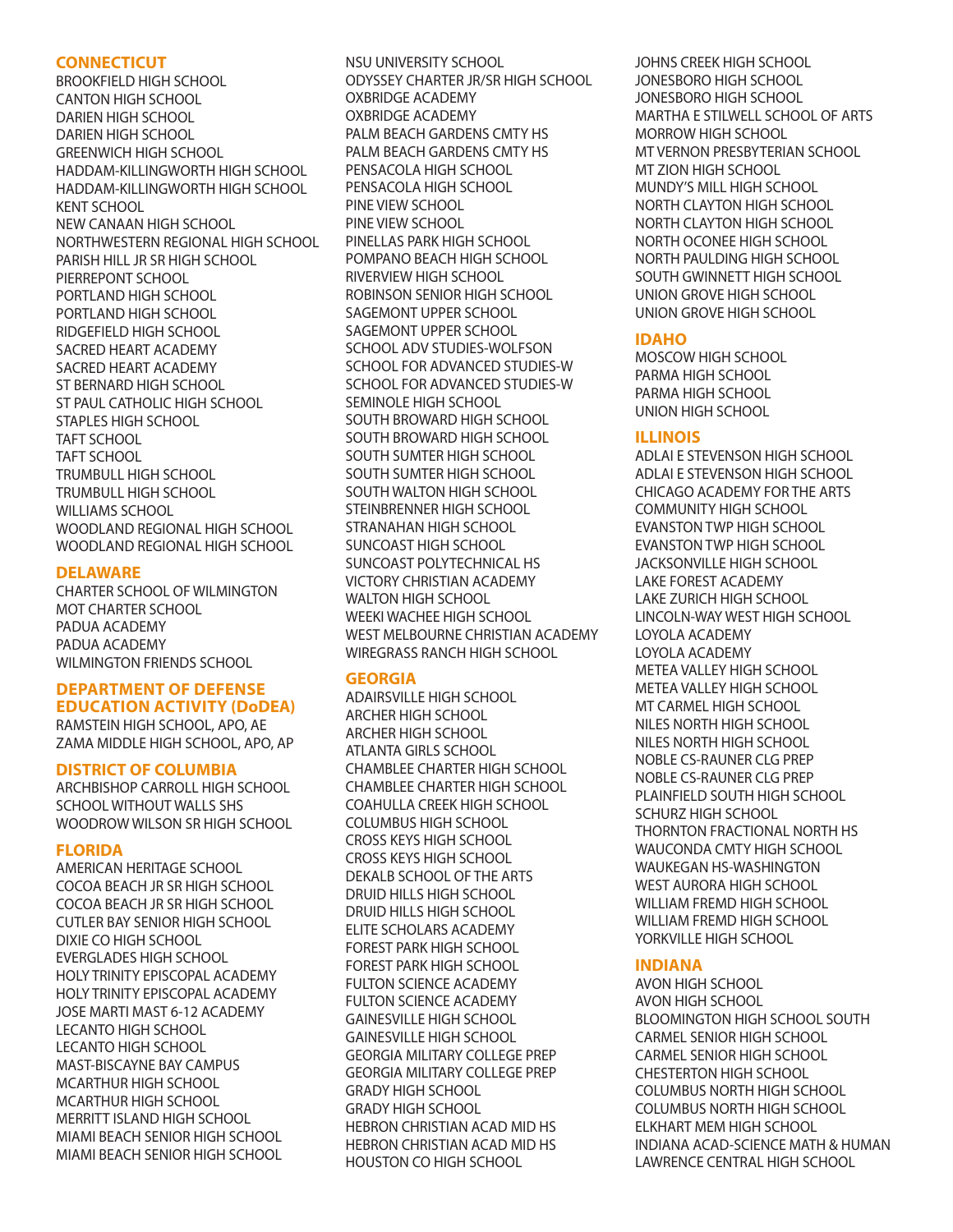## CONNECTICUT

BROOKFIELD HIGH SCHOOL
CANTON HIGH SCHOOL
DARIEN HIGH SCHOOL
DARIEN HIGH SCHOOL
GREENWICH HIGH SCHOOL
HADDAM-KILLINGWORTH HIGH SCHOOL
HADDAM-KILLINGWORTH HIGH SCHOOL
KENT SCHOOL
NEW CANAAN HIGH SCHOOL
NORTHWESTERN REGIONAL HIGH SCHOOL
PARISH HILL JR SR HIGH SCHOOL
PIERREPONT SCHOOL
PORTLAND HIGH SCHOOL
PORTLAND HIGH SCHOOL
RIDGEFIELD HIGH SCHOOL
SACRED HEART ACADEMY
SACRED HEART ACADEMY
ST BERNARD HIGH SCHOOL
ST PAUL CATHOLIC HIGH SCHOOL
STAPLES HIGH SCHOOL
TAFT SCHOOL
TAFT SCHOOL
TRUMBULL HIGH SCHOOL
TRUMBULL HIGH SCHOOL
WILLIAMS SCHOOL
WOODLAND REGIONAL HIGH SCHOOL
WOODLAND REGIONAL HIGH SCHOOL

## DELAWARE

CHARTER SCHOOL OF WILMINGTON
MOT CHARTER SCHOOL
PADUA ACADEMY
PADUA ACADEMY
WILMINGTON FRIENDS SCHOOL

## DEPARTMENT OF DEFENSE EDUCATION ACTIVITY (DoDEA)

RAMSTEIN HIGH SCHOOL, APO, AE
ZAMA MIDDLE HIGH SCHOOL, APO, AP

## DISTRICT OF COLUMBIA

ARCHBISHOP CARROLL HIGH SCHOOL
SCHOOL WITHOUT WALLS SHS
WOODROW WILSON SR HIGH SCHOOL

## FLORIDA

AMERICAN HERITAGE SCHOOL
COCOA BEACH JR SR HIGH SCHOOL
COCOA BEACH JR SR HIGH SCHOOL
CUTLER BAY SENIOR HIGH SCHOOL
DIXIE CO HIGH SCHOOL
EVERGLADES HIGH SCHOOL
HOLY TRINITY EPISCOPAL ACADEMY
HOLY TRINITY EPISCOPAL ACADEMY
JOSE MARTI MAST 6-12 ACADEMY
LECANTO HIGH SCHOOL
LECANTO HIGH SCHOOL
MAST-BISCAYNE BAY CAMPUS
MCARTHUR HIGH SCHOOL
MCARTHUR HIGH SCHOOL
MERRITT ISLAND HIGH SCHOOL
MIAMI BEACH SENIOR HIGH SCHOOL
MIAMI BEACH SENIOR HIGH SCHOOL
NSU UNIVERSITY SCHOOL
ODYSSEY CHARTER JR/SR HIGH SCHOOL
OXBRIDGE ACADEMY
OXBRIDGE ACADEMY
PALM BEACH GARDENS CMTY HS
PALM BEACH GARDENS CMTY HS
PENSACOLA HIGH SCHOOL
PENSACOLA HIGH SCHOOL
PINE VIEW SCHOOL
PINE VIEW SCHOOL
PINELLAS PARK HIGH SCHOOL
POMPANO BEACH HIGH SCHOOL
RIVERVIEW HIGH SCHOOL
ROBINSON SENIOR HIGH SCHOOL
SAGEMONT UPPER SCHOOL
SAGEMONT UPPER SCHOOL
SCHOOL ADV STUDIES-WOLFSON
SCHOOL FOR ADVANCED STUDIES-W
SCHOOL FOR ADVANCED STUDIES-W
SEMINOLE HIGH SCHOOL
SOUTH BROWARD HIGH SCHOOL
SOUTH BROWARD HIGH SCHOOL
SOUTH SUMTER HIGH SCHOOL
SOUTH SUMTER HIGH SCHOOL
SOUTH WALTON HIGH SCHOOL
STEINBRENNER HIGH SCHOOL
STRANAHAN HIGH SCHOOL
SUNCOAST HIGH SCHOOL
SUNCOAST POLYTECHNICAL HS
VICTORY CHRISTIAN ACADEMY
WALTON HIGH SCHOOL
WEEKI WACHEE HIGH SCHOOL
WEST MELBOURNE CHRISTIAN ACADEMY
WIREGRASS RANCH HIGH SCHOOL

## GEORGIA

ADAIRSVILLE HIGH SCHOOL
ARCHER HIGH SCHOOL
ARCHER HIGH SCHOOL
ATLANTA GIRLS SCHOOL
CHAMBLEE CHARTER HIGH SCHOOL
CHAMBLEE CHARTER HIGH SCHOOL
COAHULLA CREEK HIGH SCHOOL
COLUMBUS HIGH SCHOOL
CROSS KEYS HIGH SCHOOL
CROSS KEYS HIGH SCHOOL
DEKALB SCHOOL OF THE ARTS
DRUID HILLS HIGH SCHOOL
DRUID HILLS HIGH SCHOOL
ELITE SCHOLARS ACADEMY
FOREST PARK HIGH SCHOOL
FOREST PARK HIGH SCHOOL
FULTON SCIENCE ACADEMY
FULTON SCIENCE ACADEMY
GAINESVILLE HIGH SCHOOL
GAINESVILLE HIGH SCHOOL
GEORGIA MILITARY COLLEGE PREP
GEORGIA MILITARY COLLEGE PREP
GRADY HIGH SCHOOL
GRADY HIGH SCHOOL
HEBRON CHRISTIAN ACAD MID HS
HEBRON CHRISTIAN ACAD MID HS
HOUSTON CO HIGH SCHOOL
JOHNS CREEK HIGH SCHOOL
JONESBORO HIGH SCHOOL
JONESBORO HIGH SCHOOL
MARTHA E STILWELL SCHOOL OF ARTS
MORROW HIGH SCHOOL
MT VERNON PRESBYTERIAN SCHOOL
MT ZION HIGH SCHOOL
MUNDY'S MILL HIGH SCHOOL
NORTH CLAYTON HIGH SCHOOL
NORTH CLAYTON HIGH SCHOOL
NORTH OCONEE HIGH SCHOOL
NORTH PAULDING HIGH SCHOOL
SOUTH GWINNETT HIGH SCHOOL
UNION GROVE HIGH SCHOOL
UNION GROVE HIGH SCHOOL

## IDAHO

MOSCOW HIGH SCHOOL
PARMA HIGH SCHOOL
PARMA HIGH SCHOOL
UNION HIGH SCHOOL

## ILLINOIS

ADLAI E STEVENSON HIGH SCHOOL
ADLAI E STEVENSON HIGH SCHOOL
CHICAGO ACADEMY FOR THE ARTS
COMMUNITY HIGH SCHOOL
EVANSTON TWP HIGH SCHOOL
EVANSTON TWP HIGH SCHOOL
JACKSONVILLE HIGH SCHOOL
LAKE FOREST ACADEMY
LAKE ZURICH HIGH SCHOOL
LINCOLN-WAY WEST HIGH SCHOOL
LOYOLA ACADEMY
LOYOLA ACADEMY
METEA VALLEY HIGH SCHOOL
METEA VALLEY HIGH SCHOOL
MT CARMEL HIGH SCHOOL
NILES NORTH HIGH SCHOOL
NILES NORTH HIGH SCHOOL
NOBLE CS-RAUNER CLG PREP
NOBLE CS-RAUNER CLG PREP
PLAINFIELD SOUTH HIGH SCHOOL
SCHURZ HIGH SCHOOL
THORNTON FRACTIONAL NORTH HS
WAUCONDA CMTY HIGH SCHOOL
WAUKEGAN HS-WASHINGTON
WEST AURORA HIGH SCHOOL
WILLIAM FREMD HIGH SCHOOL
WILLIAM FREMD HIGH SCHOOL
YORKVILLE HIGH SCHOOL

## INDIANA

AVON HIGH SCHOOL
AVON HIGH SCHOOL
BLOOMINGTON HIGH SCHOOL SOUTH
CARMEL SENIOR HIGH SCHOOL
CARMEL SENIOR HIGH SCHOOL
CHESTERTON HIGH SCHOOL
COLUMBUS NORTH HIGH SCHOOL
COLUMBUS NORTH HIGH SCHOOL
ELKHART MEM HIGH SCHOOL
INDIANA ACAD-SCIENCE MATH & HUMAN
LAWRENCE CENTRAL HIGH SCHOOL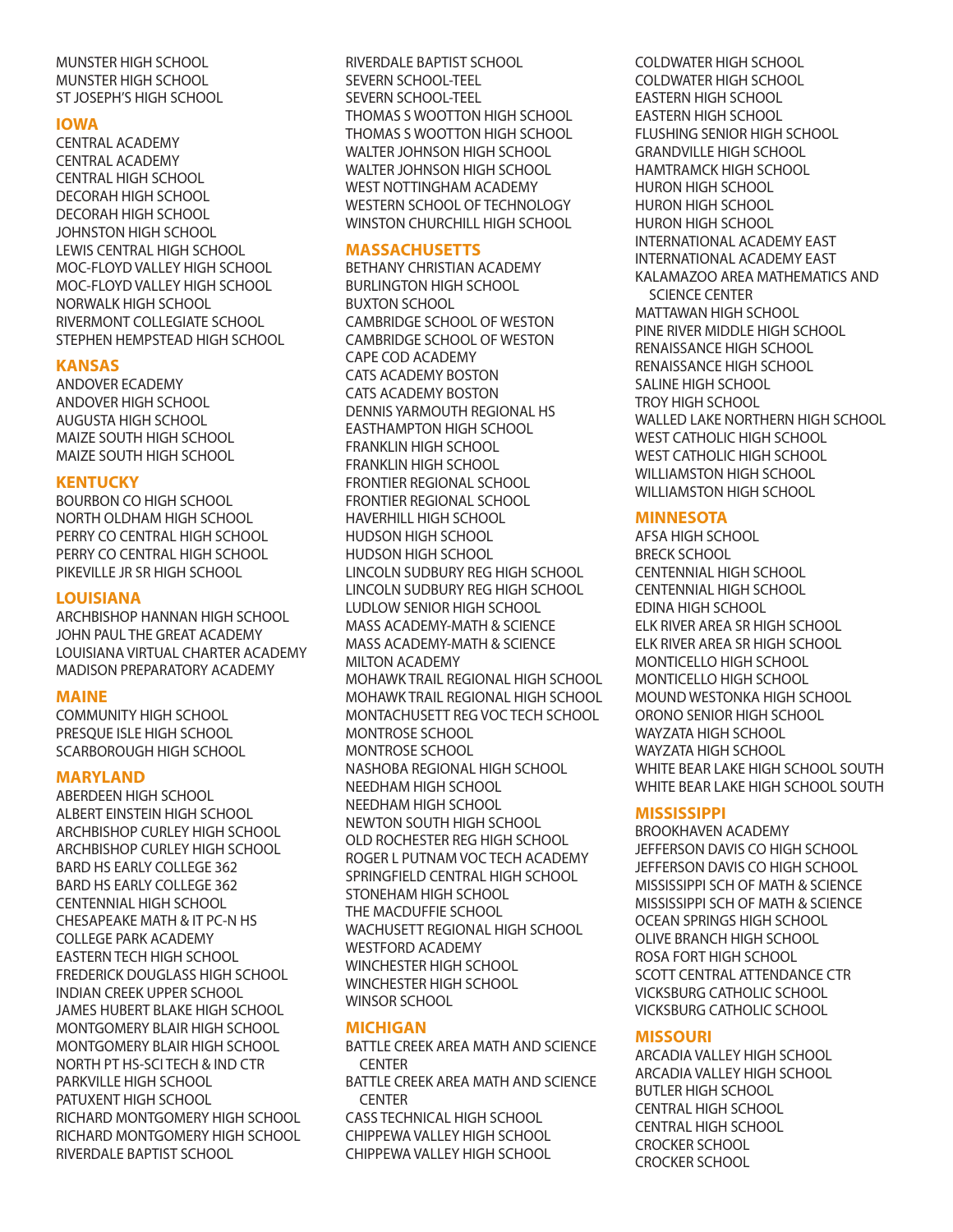MUNSTER HIGH SCHOOL
MUNSTER HIGH SCHOOL
ST JOSEPH'S HIGH SCHOOL

## IOWA

CENTRAL ACADEMY
CENTRAL ACADEMY
CENTRAL HIGH SCHOOL
DECORAH HIGH SCHOOL
DECORAH HIGH SCHOOL
JOHNSTON HIGH SCHOOL
LEWIS CENTRAL HIGH SCHOOL
MOC-FLOYD VALLEY HIGH SCHOOL
MOC-FLOYD VALLEY HIGH SCHOOL
NORWALK HIGH SCHOOL
RIVERMONT COLLEGIATE SCHOOL
STEPHEN HEMPSTEAD HIGH SCHOOL

## KANSAS

ANDOVER ECADEMY
ANDOVER HIGH SCHOOL
AUGUSTA HIGH SCHOOL
MAIZE SOUTH HIGH SCHOOL
MAIZE SOUTH HIGH SCHOOL

## KENTUCKY

BOURBON CO HIGH SCHOOL
NORTH OLDHAM HIGH SCHOOL
PERRY CO CENTRAL HIGH SCHOOL
PERRY CO CENTRAL HIGH SCHOOL
PIKEVILLE JR SR HIGH SCHOOL

## LOUISIANA

ARCHBISHOP HANNAN HIGH SCHOOL
JOHN PAUL THE GREAT ACADEMY
LOUISIANA VIRTUAL CHARTER ACADEMY
MADISON PREPARATORY ACADEMY

## MAINE

COMMUNITY HIGH SCHOOL
PRESQUE ISLE HIGH SCHOOL
SCARBOROUGH HIGH SCHOOL

## MARYLAND

ABERDEEN HIGH SCHOOL
ALBERT EINSTEIN HIGH SCHOOL
ARCHBISHOP CURLEY HIGH SCHOOL
ARCHBISHOP CURLEY HIGH SCHOOL
BARD HS EARLY COLLEGE 362
BARD HS EARLY COLLEGE 362
CENTENNIAL HIGH SCHOOL
CHESAPEAKE MATH & IT PC-N HS
COLLEGE PARK ACADEMY
EASTERN TECH HIGH SCHOOL
FREDERICK DOUGLASS HIGH SCHOOL
INDIAN CREEK UPPER SCHOOL
JAMES HUBERT BLAKE HIGH SCHOOL
MONTGOMERY BLAIR HIGH SCHOOL
MONTGOMERY BLAIR HIGH SCHOOL
NORTH PT HS-SCI TECH & IND CTR
PARKVILLE HIGH SCHOOL
PATUXENT HIGH SCHOOL
RICHARD MONTGOMERY HIGH SCHOOL
RICHARD MONTGOMERY HIGH SCHOOL
RIVERDALE BAPTIST SCHOOL
RIVERDALE BAPTIST SCHOOL
SEVERN SCHOOL-TEEL
SEVERN SCHOOL-TEEL
THOMAS S WOOTTON HIGH SCHOOL
THOMAS S WOOTTON HIGH SCHOOL
WALTER JOHNSON HIGH SCHOOL
WALTER JOHNSON HIGH SCHOOL
WEST NOTTINGHAM ACADEMY
WESTERN SCHOOL OF TECHNOLOGY
WINSTON CHURCHILL HIGH SCHOOL

## MASSACHUSETTS

BETHANY CHRISTIAN ACADEMY
BURLINGTON HIGH SCHOOL
BUXTON SCHOOL
CAMBRIDGE SCHOOL OF WESTON
CAMBRIDGE SCHOOL OF WESTON
CAPE COD ACADEMY
CATS ACADEMY BOSTON
CATS ACADEMY BOSTON
DENNIS YARMOUTH REGIONAL HS
EASTHAMPTON HIGH SCHOOL
FRANKLIN HIGH SCHOOL
FRANKLIN HIGH SCHOOL
FRONTIER REGIONAL SCHOOL
FRONTIER REGIONAL SCHOOL
HAVERHILL HIGH SCHOOL
HUDSON HIGH SCHOOL
HUDSON HIGH SCHOOL
LINCOLN SUDBURY REG HIGH SCHOOL
LINCOLN SUDBURY REG HIGH SCHOOL
LUDLOW SENIOR HIGH SCHOOL
MASS ACADEMY-MATH & SCIENCE
MASS ACADEMY-MATH & SCIENCE
MILTON ACADEMY
MOHAWK TRAIL REGIONAL HIGH SCHOOL
MOHAWK TRAIL REGIONAL HIGH SCHOOL
MONTACHUSETT REG VOC TECH SCHOOL
MONTROSE SCHOOL
MONTROSE SCHOOL
NASHOBA REGIONAL HIGH SCHOOL
NEEDHAM HIGH SCHOOL
NEEDHAM HIGH SCHOOL
NEWTON SOUTH HIGH SCHOOL
OLD ROCHESTER REG HIGH SCHOOL
ROGER L PUTNAM VOC TECH ACADEMY
SPRINGFIELD CENTRAL HIGH SCHOOL
STONEHAM HIGH SCHOOL
THE MACDUFFIE SCHOOL
WACHUSETT REGIONAL HIGH SCHOOL
WESTFORD ACADEMY
WINCHESTER HIGH SCHOOL
WINCHESTER HIGH SCHOOL
WINSOR SCHOOL

## MICHIGAN

BATTLE CREEK AREA MATH AND SCIENCE CENTER
BATTLE CREEK AREA MATH AND SCIENCE CENTER
CASS TECHNICAL HIGH SCHOOL
CHIPPEWA VALLEY HIGH SCHOOL
CHIPPEWA VALLEY HIGH SCHOOL
COLDWATER HIGH SCHOOL
COLDWATER HIGH SCHOOL
EASTERN HIGH SCHOOL
EASTERN HIGH SCHOOL
FLUSHING SENIOR HIGH SCHOOL
GRANDVILLE HIGH SCHOOL
HAMTRAMCK HIGH SCHOOL
HURON HIGH SCHOOL
HURON HIGH SCHOOL
HURON HIGH SCHOOL
INTERNATIONAL ACADEMY EAST
INTERNATIONAL ACADEMY EAST
KALAMAZOO AREA MATHEMATICS AND SCIENCE CENTER
MATTAWAN HIGH SCHOOL
PINE RIVER MIDDLE HIGH SCHOOL
RENAISSANCE HIGH SCHOOL
RENAISSANCE HIGH SCHOOL
SALINE HIGH SCHOOL
TROY HIGH SCHOOL
WALLED LAKE NORTHERN HIGH SCHOOL
WEST CATHOLIC HIGH SCHOOL
WEST CATHOLIC HIGH SCHOOL
WILLIAMSTON HIGH SCHOOL
WILLIAMSTON HIGH SCHOOL

## MINNESOTA

AFSA HIGH SCHOOL
BRECK SCHOOL
CENTENNIAL HIGH SCHOOL
CENTENNIAL HIGH SCHOOL
EDINA HIGH SCHOOL
ELK RIVER AREA SR HIGH SCHOOL
ELK RIVER AREA SR HIGH SCHOOL
MONTICELLO HIGH SCHOOL
MONTICELLO HIGH SCHOOL
MOUND WESTONKA HIGH SCHOOL
ORONO SENIOR HIGH SCHOOL
WAYZATA HIGH SCHOOL
WAYZATA HIGH SCHOOL
WHITE BEAR LAKE HIGH SCHOOL SOUTH
WHITE BEAR LAKE HIGH SCHOOL SOUTH

## MISSISSIPPI

BROOKHAVEN ACADEMY
JEFFERSON DAVIS CO HIGH SCHOOL
JEFFERSON DAVIS CO HIGH SCHOOL
MISSISSIPPI SCH OF MATH & SCIENCE
MISSISSIPPI SCH OF MATH & SCIENCE
OCEAN SPRINGS HIGH SCHOOL
OLIVE BRANCH HIGH SCHOOL
ROSA FORT HIGH SCHOOL
SCOTT CENTRAL ATTENDANCE CTR
VICKSBURG CATHOLIC SCHOOL
VICKSBURG CATHOLIC SCHOOL

## MISSOURI

ARCADIA VALLEY HIGH SCHOOL
ARCADIA VALLEY HIGH SCHOOL
BUTLER HIGH SCHOOL
CENTRAL HIGH SCHOOL
CENTRAL HIGH SCHOOL
CROCKER SCHOOL
CROCKER SCHOOL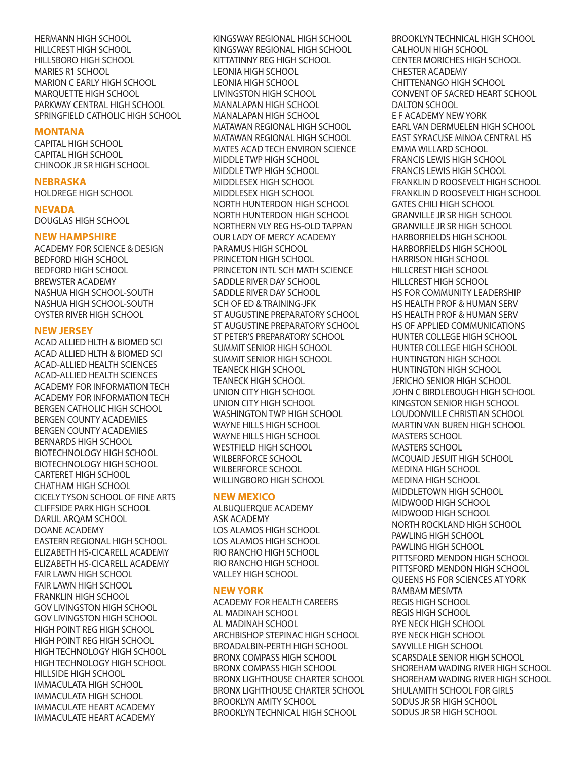HERMANN HIGH SCHOOL
HILLCREST HIGH SCHOOL
HILLSBORO HIGH SCHOOL
MARIES R1 SCHOOL
MARION C EARLY HIGH SCHOOL
MARQUETTE HIGH SCHOOL
PARKWAY CENTRAL HIGH SCHOOL
SPRINGFIELD CATHOLIC HIGH SCHOOL

## MONTANA

CAPITAL HIGH SCHOOL
CAPITAL HIGH SCHOOL
CHINOOK JR SR HIGH SCHOOL

## NEBRASKA

HOLDREGE HIGH SCHOOL

## NEVADA

DOUGLAS HIGH SCHOOL

## NEW HAMPSHIRE

ACADEMY FOR SCIENCE & DESIGN
BEDFORD HIGH SCHOOL
BEDFORD HIGH SCHOOL
BREWSTER ACADEMY
NASHUA HIGH SCHOOL-SOUTH
NASHUA HIGH SCHOOL-SOUTH
OYSTER RIVER HIGH SCHOOL

## NEW JERSEY

ACAD ALLIED HLTH & BIOMED SCI
ACAD ALLIED HLTH & BIOMED SCI
ACAD-ALLIED HEALTH SCIENCES
ACAD-ALLIED HEALTH SCIENCES
ACADEMY FOR INFORMATION TECH
ACADEMY FOR INFORMATION TECH
BERGEN CATHOLIC HIGH SCHOOL
BERGEN COUNTY ACADEMIES
BERGEN COUNTY ACADEMIES
BERNARDS HIGH SCHOOL
BIOTECHNOLOGY HIGH SCHOOL
BIOTECHNOLOGY HIGH SCHOOL
CARTERET HIGH SCHOOL
CHATHAM HIGH SCHOOL
CICELY TYSON SCHOOL OF FINE ARTS
CLIFFSIDE PARK HIGH SCHOOL
DARUL ARQAM SCHOOL
DOANE ACADEMY
EASTERN REGIONAL HIGH SCHOOL
ELIZABETH HS-CICARELL ACADEMY
ELIZABETH HS-CICARELL ACADEMY
FAIR LAWN HIGH SCHOOL
FAIR LAWN HIGH SCHOOL
FRANKLIN HIGH SCHOOL
GOV LIVINGSTON HIGH SCHOOL
GOV LIVINGSTON HIGH SCHOOL
HIGH POINT REG HIGH SCHOOL
HIGH POINT REG HIGH SCHOOL
HIGH TECHNOLOGY HIGH SCHOOL
HIGH TECHNOLOGY HIGH SCHOOL
HILLSIDE HIGH SCHOOL
IMMACULATA HIGH SCHOOL
IMMACULATA HIGH SCHOOL
IMMACULATE HEART ACADEMY
IMMACULATE HEART ACADEMY
KINGSWAY REGIONAL HIGH SCHOOL
KINGSWAY REGIONAL HIGH SCHOOL
KITTATINNY REG HIGH SCHOOL
LEONIA HIGH SCHOOL
LEONIA HIGH SCHOOL
LIVINGSTON HIGH SCHOOL
MANALAPAN HIGH SCHOOL
MANALAPAN HIGH SCHOOL
MATAWAN REGIONAL HIGH SCHOOL
MATAWAN REGIONAL HIGH SCHOOL
MATES ACAD TECH ENVIRON SCIENCE
MIDDLE TWP HIGH SCHOOL
MIDDLE TWP HIGH SCHOOL
MIDDLESEX HIGH SCHOOL
MIDDLESEX HIGH SCHOOL
NORTH HUNTERDON HIGH SCHOOL
NORTH HUNTERDON HIGH SCHOOL
NORTHERN VLY REG HS-OLD TAPPAN
OUR LADY OF MERCY ACADEMY
PARAMUS HIGH SCHOOL
PRINCETON HIGH SCHOOL
PRINCETON INTL SCH MATH SCIENCE
SADDLE RIVER DAY SCHOOL
SADDLE RIVER DAY SCHOOL
SCH OF ED & TRAINING-JFK
ST AUGUSTINE PREPARATORY SCHOOL
ST AUGUSTINE PREPARATORY SCHOOL
ST PETER'S PREPARATORY SCHOOL
SUMMIT SENIOR HIGH SCHOOL
SUMMIT SENIOR HIGH SCHOOL
TEANECK HIGH SCHOOL
TEANECK HIGH SCHOOL
UNION CITY HIGH SCHOOL
UNION CITY HIGH SCHOOL
WASHINGTON TWP HIGH SCHOOL
WAYNE HILLS HIGH SCHOOL
WAYNE HILLS HIGH SCHOOL
WESTFIELD HIGH SCHOOL
WILBERFORCE SCHOOL
WILBERFORCE SCHOOL
WILLINGBORO HIGH SCHOOL

## NEW MEXICO

ALBUQUERQUE ACADEMY
ASK ACADEMY
LOS ALAMOS HIGH SCHOOL
LOS ALAMOS HIGH SCHOOL
RIO RANCHO HIGH SCHOOL
RIO RANCHO HIGH SCHOOL
VALLEY HIGH SCHOOL

## NEW YORK

ACADEMY FOR HEALTH CAREERS
AL MADINAH SCHOOL
AL MADINAH SCHOOL
ARCHBISHOP STEPINAC HIGH SCHOOL
BROADALBIN-PERTH HIGH SCHOOL
BRONX COMPASS HIGH SCHOOL
BRONX COMPASS HIGH SCHOOL
BRONX LIGHTHOUSE CHARTER SCHOOL
BRONX LIGHTHOUSE CHARTER SCHOOL
BROOKLYN AMITY SCHOOL
BROOKLYN TECHNICAL HIGH SCHOOL
BROOKLYN TECHNICAL HIGH SCHOOL
CALHOUN HIGH SCHOOL
CENTER MORICHES HIGH SCHOOL
CHESTER ACADEMY
CHITTENANGO HIGH SCHOOL
CONVENT OF SACRED HEART SCHOOL
DALTON SCHOOL
E F ACADEMY NEW YORK
EARL VAN DERMUELEN HIGH SCHOOL
EAST SYRACUSE MINOA CENTRAL HS
EMMA WILLARD SCHOOL
FRANCIS LEWIS HIGH SCHOOL
FRANCIS LEWIS HIGH SCHOOL
FRANKLIN D ROOSEVELT HIGH SCHOOL
FRANKLIN D ROOSEVELT HIGH SCHOOL
GATES CHILI HIGH SCHOOL
GRANVILLE JR SR HIGH SCHOOL
GRANVILLE JR SR HIGH SCHOOL
HARBORFIELDS HIGH SCHOOL
HARBORFIELDS HIGH SCHOOL
HARRISON HIGH SCHOOL
HILLCREST HIGH SCHOOL
HILLCREST HIGH SCHOOL
HS FOR COMMUNITY LEADERSHIP
HS HEALTH PROF & HUMAN SERV
HS HEALTH PROF & HUMAN SERV
HS OF APPLIED COMMUNICATIONS
HUNTER COLLEGE HIGH SCHOOL
HUNTER COLLEGE HIGH SCHOOL
HUNTINGTON HIGH SCHOOL
HUNTINGTON HIGH SCHOOL
JERICHO SENIOR HIGH SCHOOL
JOHN C BIRDLEBOUGH HIGH SCHOOL
KINGSTON SENIOR HIGH SCHOOL
LOUDONVILLE CHRISTIAN SCHOOL
MARTIN VAN BUREN HIGH SCHOOL
MASTERS SCHOOL
MASTERS SCHOOL
MCQUAID JESUIT HIGH SCHOOL
MEDINA HIGH SCHOOL
MEDINA HIGH SCHOOL
MIDDLETOWN HIGH SCHOOL
MIDWOOD HIGH SCHOOL
MIDWOOD HIGH SCHOOL
NORTH ROCKLAND HIGH SCHOOL
PAWLING HIGH SCHOOL
PAWLING HIGH SCHOOL
PITTSFORD MENDON HIGH SCHOOL
PITTSFORD MENDON HIGH SCHOOL
QUEENS HS FOR SCIENCES AT YORK
RAMBAM MESIVTA
REGIS HIGH SCHOOL
REGIS HIGH SCHOOL
RYE NECK HIGH SCHOOL
RYE NECK HIGH SCHOOL
SAYVILLE HIGH SCHOOL
SCARSDALE SENIOR HIGH SCHOOL
SHOREHAM WADING RIVER HIGH SCHOOL
SHOREHAM WADING RIVER HIGH SCHOOL
SHULAMITH SCHOOL FOR GIRLS
SODUS JR SR HIGH SCHOOL
SODUS JR SR HIGH SCHOOL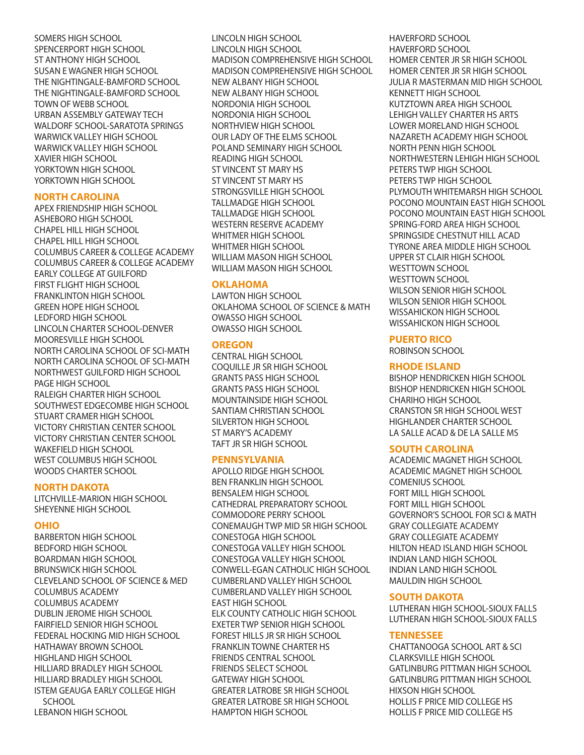SOMERS HIGH SCHOOL
SPENCERPORT HIGH SCHOOL
ST ANTHONY HIGH SCHOOL
SUSAN E WAGNER HIGH SCHOOL
THE NIGHTINGALE-BAMFORD SCHOOL
THE NIGHTINGALE-BAMFORD SCHOOL
TOWN OF WEBB SCHOOL
URBAN ASSEMBLY GATEWAY TECH
WALDORF SCHOOL-SARATOTA SPRINGS
WARWICK VALLEY HIGH SCHOOL
WARWICK VALLEY HIGH SCHOOL
XAVIER HIGH SCHOOL
YORKTOWN HIGH SCHOOL
YORKTOWN HIGH SCHOOL

## NORTH CAROLINA

APEX FRIENDSHIP HIGH SCHOOL
ASHEBORO HIGH SCHOOL
CHAPEL HILL HIGH SCHOOL
CHAPEL HILL HIGH SCHOOL
COLUMBUS CAREER & COLLEGE ACADEMY
COLUMBUS CAREER & COLLEGE ACADEMY
EARLY COLLEGE AT GUILFORD
FIRST FLIGHT HIGH SCHOOL
FRANKLINTON HIGH SCHOOL
GREEN HOPE HIGH SCHOOL
LEDFORD HIGH SCHOOL
LINCOLN CHARTER SCHOOL-DENVER
MOORESVILLE HIGH SCHOOL
NORTH CAROLINA SCHOOL OF SCI-MATH
NORTH CAROLINA SCHOOL OF SCI-MATH
NORTHWEST GUILFORD HIGH SCHOOL
PAGE HIGH SCHOOL
RALEIGH CHARTER HIGH SCHOOL
SOUTHWEST EDGECOMBE HIGH SCHOOL
STUART CRAMER HIGH SCHOOL
VICTORY CHRISTIAN CENTER SCHOOL
VICTORY CHRISTIAN CENTER SCHOOL
WAKEFIELD HIGH SCHOOL
WEST COLUMBUS HIGH SCHOOL
WOODS CHARTER SCHOOL

## NORTH DAKOTA

LITCHVILLE-MARION HIGH SCHOOL
SHEYENNE HIGH SCHOOL

## OHIO

BARBERTON HIGH SCHOOL
BEDFORD HIGH SCHOOL
BOARDMAN HIGH SCHOOL
BRUNSWICK HIGH SCHOOL
CLEVELAND SCHOOL OF SCIENCE & MED
COLUMBUS ACADEMY
COLUMBUS ACADEMY
DUBLIN JEROME HIGH SCHOOL
FAIRFIELD SENIOR HIGH SCHOOL
FEDERAL HOCKING MID HIGH SCHOOL
HATHAWAY BROWN SCHOOL
HIGHLAND HIGH SCHOOL
HILLIARD BRADLEY HIGH SCHOOL
HILLIARD BRADLEY HIGH SCHOOL
ISTEM GEAUGA EARLY COLLEGE HIGH SCHOOL
LEBANON HIGH SCHOOL
LINCOLN HIGH SCHOOL
LINCOLN HIGH SCHOOL
MADISON COMPREHENSIVE HIGH SCHOOL
MADISON COMPREHENSIVE HIGH SCHOOL
NEW ALBANY HIGH SCHOOL
NEW ALBANY HIGH SCHOOL
NORDONIA HIGH SCHOOL
NORDONIA HIGH SCHOOL
NORTHVIEW HIGH SCHOOL
OUR LADY OF THE ELMS SCHOOL
POLAND SEMINARY HIGH SCHOOL
READING HIGH SCHOOL
ST VINCENT ST MARY HS
ST VINCENT ST MARY HS
STRONGSVILLE HIGH SCHOOL
TALLMADGE HIGH SCHOOL
TALLMADGE HIGH SCHOOL
WESTERN RESERVE ACADEMY
WHITMER HIGH SCHOOL
WHITMER HIGH SCHOOL
WILLIAM MASON HIGH SCHOOL
WILLIAM MASON HIGH SCHOOL

## OKLAHOMA

LAWTON HIGH SCHOOL
OKLAHOMA SCHOOL OF SCIENCE & MATH
OWASSO HIGH SCHOOL
OWASSO HIGH SCHOOL

## OREGON

CENTRAL HIGH SCHOOL
COQUILLE JR SR HIGH SCHOOL
GRANTS PASS HIGH SCHOOL
GRANTS PASS HIGH SCHOOL
MOUNTAINSIDE HIGH SCHOOL
SANTIAM CHRISTIAN SCHOOL
SILVERTON HIGH SCHOOL
ST MARY'S ACADEMY
TAFT JR SR HIGH SCHOOL

## PENNSYLVANIA

APOLLO RIDGE HIGH SCHOOL
BEN FRANKLIN HIGH SCHOOL
BENSALEM HIGH SCHOOL
CATHEDRAL PREPARATORY SCHOOL
COMMODORE PERRY SCHOOL
CONEMAUGH TWP MID SR HIGH SCHOOL
CONESTOGA HIGH SCHOOL
CONESTOGA VALLEY HIGH SCHOOL
CONESTOGA VALLEY HIGH SCHOOL
CONWELL-EGAN CATHOLIC HIGH SCHOOL
CUMBERLAND VALLEY HIGH SCHOOL
CUMBERLAND VALLEY HIGH SCHOOL
EAST HIGH SCHOOL
ELK COUNTY CATHOLIC HIGH SCHOOL
EXETER TWP SENIOR HIGH SCHOOL
FOREST HILLS JR SR HIGH SCHOOL
FRANKLIN TOWNE CHARTER HS
FRIENDS CENTRAL SCHOOL
FRIENDS SELECT SCHOOL
GATEWAY HIGH SCHOOL
GREATER LATROBE SR HIGH SCHOOL
GREATER LATROBE SR HIGH SCHOOL
HAMPTON HIGH SCHOOL
HAVERFORD SCHOOL
HAVERFORD SCHOOL
HOMER CENTER JR SR HIGH SCHOOL
HOMER CENTER JR SR HIGH SCHOOL
JULIA R MASTERMAN MID HIGH SCHOOL
KENNETT HIGH SCHOOL
KUTZTOWN AREA HIGH SCHOOL
LEHIGH VALLEY CHARTER HS ARTS
LOWER MORELAND HIGH SCHOOL
NAZARETH ACADEMY HIGH SCHOOL
NORTH PENN HIGH SCHOOL
NORTHWESTERN LEHIGH HIGH SCHOOL
PETERS TWP HIGH SCHOOL
PETERS TWP HIGH SCHOOL
PLYMOUTH WHITEMARSH HIGH SCHOOL
POCONO MOUNTAIN EAST HIGH SCHOOL
POCONO MOUNTAIN EAST HIGH SCHOOL
SPRING-FORD AREA HIGH SCHOOL
SPRINGSIDE CHESTNUT HILL ACAD
TYRONE AREA MIDDLE HIGH SCHOOL
UPPER ST CLAIR HIGH SCHOOL
WESTTOWN SCHOOL
WESTTOWN SCHOOL
WILSON SENIOR HIGH SCHOOL
WILSON SENIOR HIGH SCHOOL
WISSAHICKON HIGH SCHOOL
WISSAHICKON HIGH SCHOOL

## PUERTO RICO

ROBINSON SCHOOL

## RHODE ISLAND

BISHOP HENDRICKEN HIGH SCHOOL
BISHOP HENDRICKEN HIGH SCHOOL
CHARIHO HIGH SCHOOL
CRANSTON SR HIGH SCHOOL WEST
HIGHLANDER CHARTER SCHOOL
LA SALLE ACAD & DE LA SALLE MS

## SOUTH CAROLINA

ACADEMIC MAGNET HIGH SCHOOL
ACADEMIC MAGNET HIGH SCHOOL
COMENIUS SCHOOL
FORT MILL HIGH SCHOOL
FORT MILL HIGH SCHOOL
GOVERNOR'S SCHOOL FOR SCI & MATH
GRAY COLLEGIATE ACADEMY
GRAY COLLEGIATE ACADEMY
HILTON HEAD ISLAND HIGH SCHOOL
INDIAN LAND HIGH SCHOOL
INDIAN LAND HIGH SCHOOL
MAULDIN HIGH SCHOOL

## SOUTH DAKOTA

LUTHERAN HIGH SCHOOL-SIOUX FALLS
LUTHERAN HIGH SCHOOL-SIOUX FALLS

## TENNESSEE

CHATTANOOGA SCHOOL ART & SCI
CLARKSVILLE HIGH SCHOOL
GATLINBURG PITTMAN HIGH SCHOOL
GATLINBURG PITTMAN HIGH SCHOOL
HIXSON HIGH SCHOOL
HOLLIS F PRICE MID COLLEGE HS
HOLLIS F PRICE MID COLLEGE HS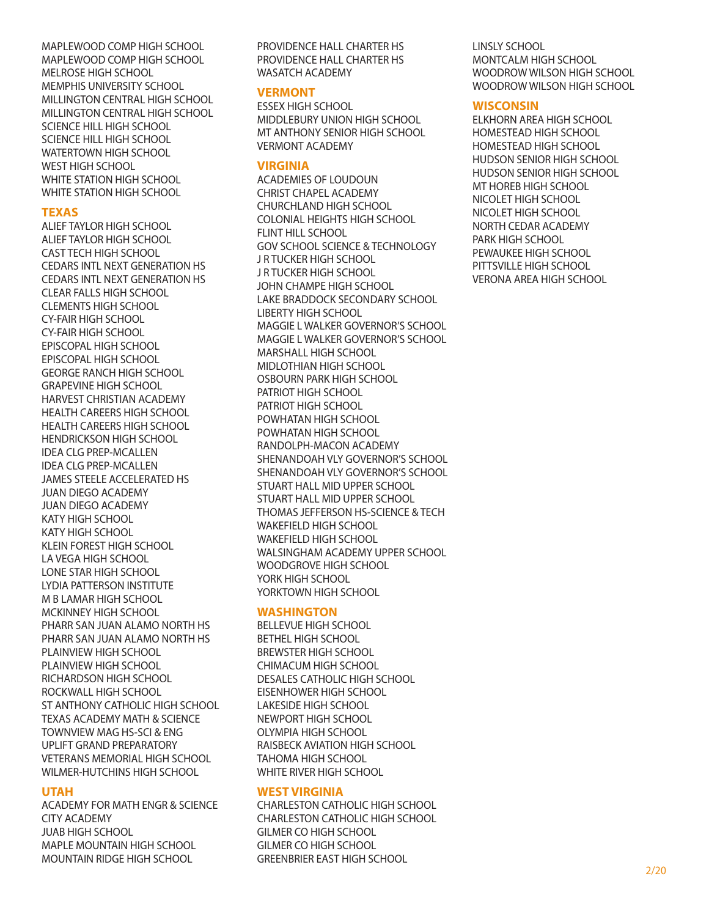MAPLEWOOD COMP HIGH SCHOOL
MAPLEWOOD COMP HIGH SCHOOL
MELROSE HIGH SCHOOL
MEMPHIS UNIVERSITY SCHOOL
MILLINGTON CENTRAL HIGH SCHOOL
MILLINGTON CENTRAL HIGH SCHOOL
SCIENCE HILL HIGH SCHOOL
SCIENCE HILL HIGH SCHOOL
WATERTOWN HIGH SCHOOL
WEST HIGH SCHOOL
WHITE STATION HIGH SCHOOL
WHITE STATION HIGH SCHOOL

## TEXAS

ALIEF TAYLOR HIGH SCHOOL
ALIEF TAYLOR HIGH SCHOOL
CAST TECH HIGH SCHOOL
CEDARS INTL NEXT GENERATION HS
CEDARS INTL NEXT GENERATION HS
CLEAR FALLS HIGH SCHOOL
CLEMENTS HIGH SCHOOL
CY-FAIR HIGH SCHOOL
CY-FAIR HIGH SCHOOL
EPISCOPAL HIGH SCHOOL
EPISCOPAL HIGH SCHOOL
GEORGE RANCH HIGH SCHOOL
GRAPEVINE HIGH SCHOOL
HARVEST CHRISTIAN ACADEMY
HEALTH CAREERS HIGH SCHOOL
HEALTH CAREERS HIGH SCHOOL
HENDRICKSON HIGH SCHOOL
IDEA CLG PREP-MCALLEN
IDEA CLG PREP-MCALLEN
JAMES STEELE ACCELERATED HS
JUAN DIEGO ACADEMY
JUAN DIEGO ACADEMY
KATY HIGH SCHOOL
KATY HIGH SCHOOL
KLEIN FOREST HIGH SCHOOL
LA VEGA HIGH SCHOOL
LONE STAR HIGH SCHOOL
LYDIA PATTERSON INSTITUTE
M B LAMAR HIGH SCHOOL
MCKINNEY HIGH SCHOOL
PHARR SAN JUAN ALAMO NORTH HS
PHARR SAN JUAN ALAMO NORTH HS
PLAINVIEW HIGH SCHOOL
PLAINVIEW HIGH SCHOOL
RICHARDSON HIGH SCHOOL
ROCKWALL HIGH SCHOOL
ST ANTHONY CATHOLIC HIGH SCHOOL
TEXAS ACADEMY MATH & SCIENCE
TOWNVIEW MAG HS-SCI & ENG
UPLIFT GRAND PREPARATORY
VETERANS MEMORIAL HIGH SCHOOL
WILMER-HUTCHINS HIGH SCHOOL

## UTAH

ACADEMY FOR MATH ENGR & SCIENCE
CITY ACADEMY
JUAB HIGH SCHOOL
MAPLE MOUNTAIN HIGH SCHOOL
MOUNTAIN RIDGE HIGH SCHOOL
PROVIDENCE HALL CHARTER HS
PROVIDENCE HALL CHARTER HS
WASATCH ACADEMY

## VERMONT

ESSEX HIGH SCHOOL
MIDDLEBURY UNION HIGH SCHOOL
MT ANTHONY SENIOR HIGH SCHOOL
VERMONT ACADEMY

## VIRGINIA

ACADEMIES OF LOUDOUN
CHRIST CHAPEL ACADEMY
CHURCHLAND HIGH SCHOOL
COLONIAL HEIGHTS HIGH SCHOOL
FLINT HILL SCHOOL
GOV SCHOOL SCIENCE & TECHNOLOGY
J R TUCKER HIGH SCHOOL
J R TUCKER HIGH SCHOOL
JOHN CHAMPE HIGH SCHOOL
LAKE BRADDOCK SECONDARY SCHOOL
LIBERTY HIGH SCHOOL
MAGGIE L WALKER GOVERNOR'S SCHOOL
MAGGIE L WALKER GOVERNOR'S SCHOOL
MARSHALL HIGH SCHOOL
MIDLOTHIAN HIGH SCHOOL
OSBOURN PARK HIGH SCHOOL
PATRIOT HIGH SCHOOL
PATRIOT HIGH SCHOOL
POWHATAN HIGH SCHOOL
POWHATAN HIGH SCHOOL
RANDOLPH-MACON ACADEMY
SHENANDOAH VLY GOVERNOR'S SCHOOL
SHENANDOAH VLY GOVERNOR'S SCHOOL
STUART HALL MID UPPER SCHOOL
STUART HALL MID UPPER SCHOOL
THOMAS JEFFERSON HS-SCIENCE & TECH
WAKEFIELD HIGH SCHOOL
WAKEFIELD HIGH SCHOOL
WALSINGHAM ACADEMY UPPER SCHOOL
WOODGROVE HIGH SCHOOL
YORK HIGH SCHOOL
YORKTOWN HIGH SCHOOL

## WASHINGTON

BELLEVUE HIGH SCHOOL
BETHEL HIGH SCHOOL
BREWSTER HIGH SCHOOL
CHIMACUM HIGH SCHOOL
DESALES CATHOLIC HIGH SCHOOL
EISENHOWER HIGH SCHOOL
LAKESIDE HIGH SCHOOL
NEWPORT HIGH SCHOOL
OLYMPIA HIGH SCHOOL
RAISBECK AVIATION HIGH SCHOOL
TAHOMA HIGH SCHOOL
WHITE RIVER HIGH SCHOOL

## WEST VIRGINIA

CHARLESTON CATHOLIC HIGH SCHOOL
CHARLESTON CATHOLIC HIGH SCHOOL
GILMER CO HIGH SCHOOL
GILMER CO HIGH SCHOOL
GREENBRIER EAST HIGH SCHOOL
LINSLY SCHOOL
MONTCALM HIGH SCHOOL
WOODROW WILSON HIGH SCHOOL
WOODROW WILSON HIGH SCHOOL

## WISCONSIN

ELKHORN AREA HIGH SCHOOL
HOMESTEAD HIGH SCHOOL
HOMESTEAD HIGH SCHOOL
HUDSON SENIOR HIGH SCHOOL
HUDSON SENIOR HIGH SCHOOL
MT HOREB HIGH SCHOOL
NICOLET HIGH SCHOOL
NICOLET HIGH SCHOOL
NORTH CEDAR ACADEMY
PARK HIGH SCHOOL
PEWAUKEE HIGH SCHOOL
PITTSVILLE HIGH SCHOOL
VERONA AREA HIGH SCHOOL

2/20